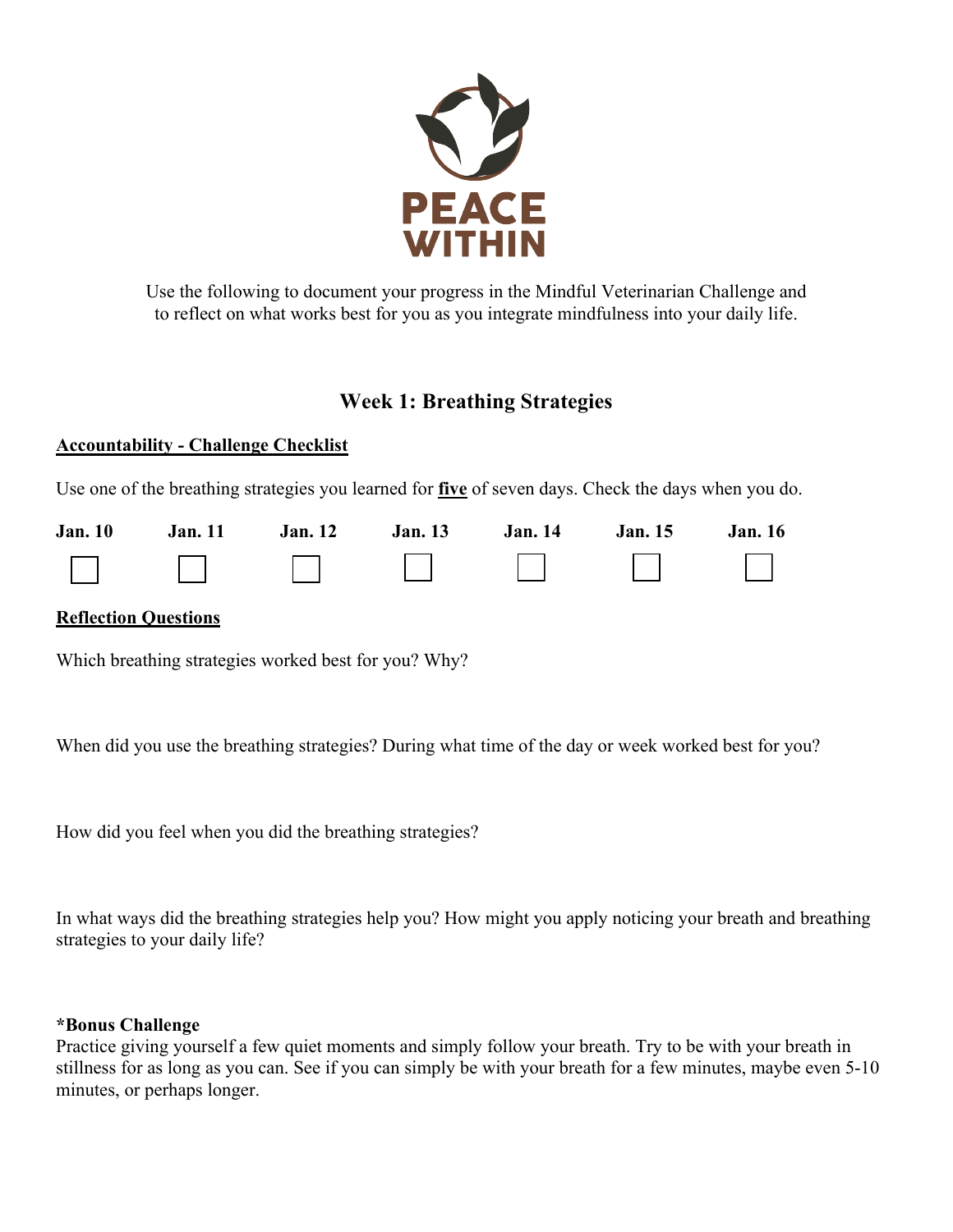PEACE WITHIN

Use the following to document your progress in the Mindful Veterinarian Challenge and to reflect on what works best for you as you integrate mindfulness into your daily life.

## Week 1: Breathing Strategies

**Accountability - Challenge Checklist**

Use one of the breathing strategies you learned for **five** of seven days. Check the days when you do.

| **Jan. 10** | **Jan. 11** | **Jan. 12** | **Jan. 13** | **Jan. 14** | **Jan. 15** | **Jan. 16** |
|---|---|---|---|---|---|---|
| ☐ | ☐ | ☐ | ☐ | ☐ | ☐ | ☐ |

**Reflection Questions**

Which breathing strategies worked best for you? Why?

When did you use the breathing strategies? During what time of the day or week worked best for you?

How did you feel when you did the breathing strategies?

In what ways did the breathing strategies help you? How might you apply noticing your breath and breathing strategies to your daily life?

**\*Bonus Challenge**

Practice giving yourself a few quiet moments and simply follow your breath. Try to be with your breath in stillness for as long as you can. See if you can simply be with your breath for a few minutes, maybe even 5-10 minutes, or perhaps longer.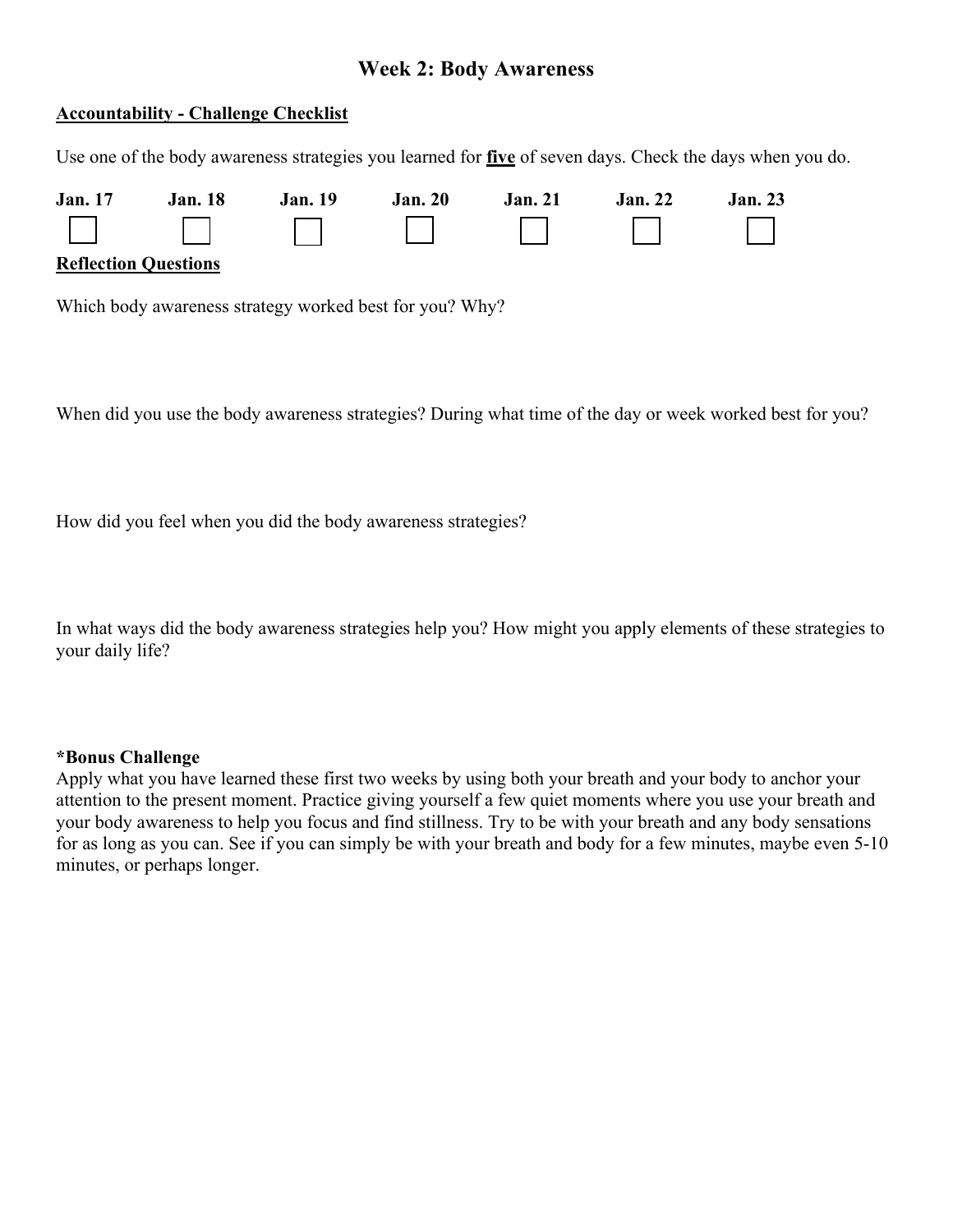# Week 2: Body Awareness

**Accountability - Challenge Checklist**

Use one of the body awareness strategies you learned for **five** of seven days. Check the days when you do.

| Jan. 17 | Jan. 18 | Jan. 19 | Jan. 20 | Jan. 21 | Jan. 22 | Jan. 23 |
|---|---|---|---|---|---|---|
| ☐ | ☐ | ☐ | ☐ | ☐ | ☐ | ☐ |

**Reflection Questions**

Which body awareness strategy worked best for you? Why?

When did you use the body awareness strategies? During what time of the day or week worked best for you?

How did you feel when you did the body awareness strategies?

In what ways did the body awareness strategies help you? How might you apply elements of these strategies to your daily life?

**\*Bonus Challenge**

Apply what you have learned these first two weeks by using both your breath and your body to anchor your attention to the present moment. Practice giving yourself a few quiet moments where you use your breath and your body awareness to help you focus and find stillness. Try to be with your breath and any body sensations for as long as you can. See if you can simply be with your breath and body for a few minutes, maybe even 5-10 minutes, or perhaps longer.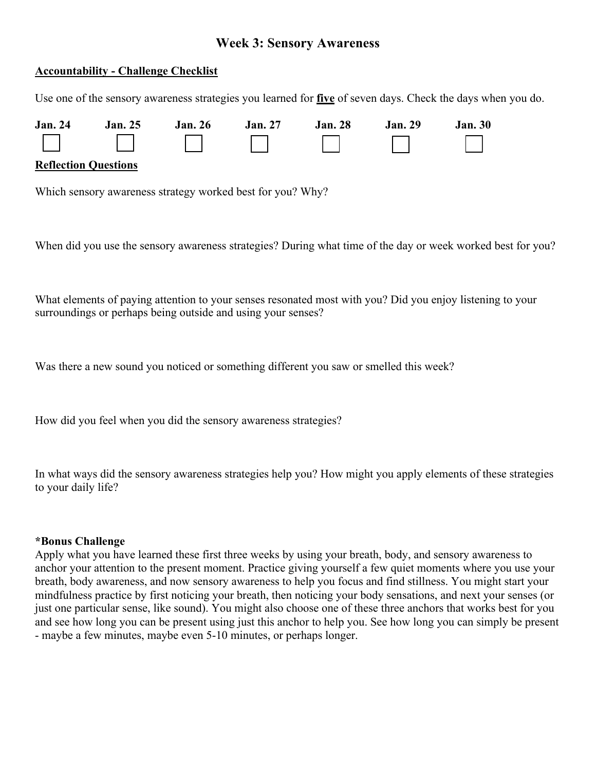# Week 3: Sensory Awareness

**Accountability - Challenge Checklist**

Use one of the sensory awareness strategies you learned for **five** of seven days. Check the days when you do.

| **Jan. 24** | **Jan. 25** | **Jan. 26** | **Jan. 27** | **Jan. 28** | **Jan. 29** | **Jan. 30** |
|---|---|---|---|---|---|---|
| ☐ | ☐ | ☐ | ☐ | ☐ | ☐ | ☐ |

**Reflection Questions**

Which sensory awareness strategy worked best for you? Why?

When did you use the sensory awareness strategies? During what time of the day or week worked best for you?

What elements of paying attention to your senses resonated most with you? Did you enjoy listening to your surroundings or perhaps being outside and using your senses?

Was there a new sound you noticed or something different you saw or smelled this week?

How did you feel when you did the sensory awareness strategies?

In what ways did the sensory awareness strategies help you? How might you apply elements of these strategies to your daily life?

**\*Bonus Challenge**

Apply what you have learned these first three weeks by using your breath, body, and sensory awareness to anchor your attention to the present moment. Practice giving yourself a few quiet moments where you use your breath, body awareness, and now sensory awareness to help you focus and find stillness. You might start your mindfulness practice by first noticing your breath, then noticing your body sensations, and next your senses (or just one particular sense, like sound). You might also choose one of these three anchors that works best for you and see how long you can be present using just this anchor to help you. See how long you can simply be present - maybe a few minutes, maybe even 5-10 minutes, or perhaps longer.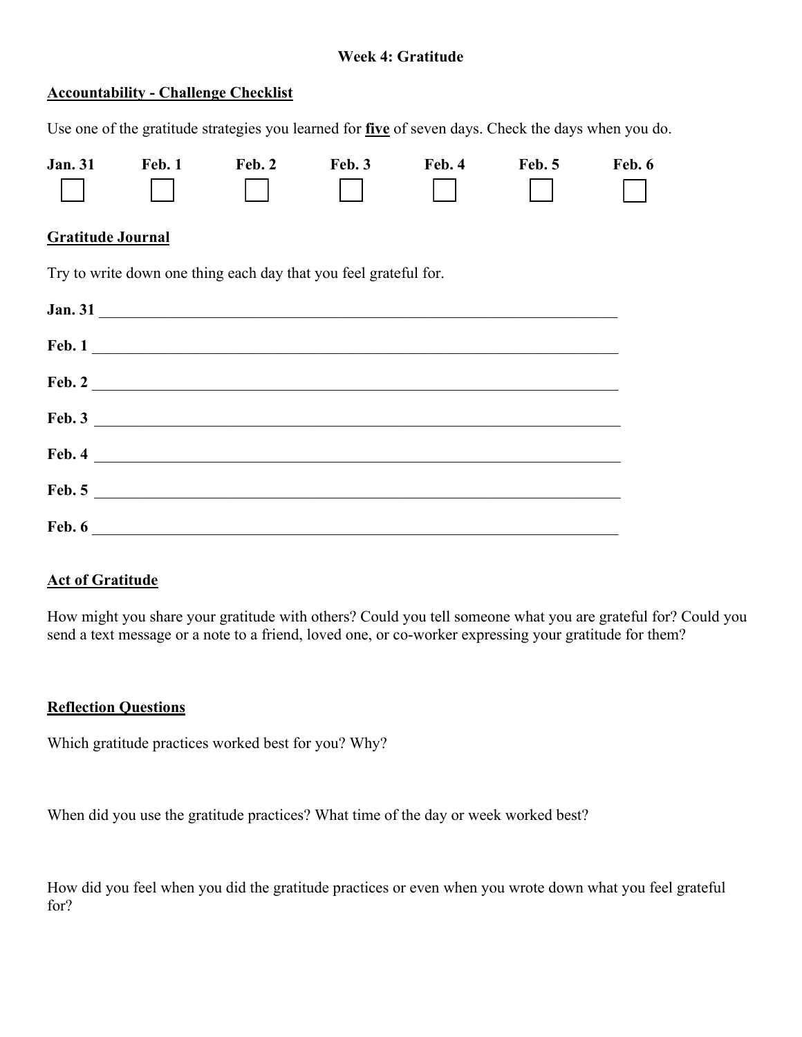# Week 4: Gratitude

## Accountability - Challenge Checklist

Use one of the gratitude strategies you learned for **five** of seven days. Check the days when you do.

| Jan. 31 | Feb. 1 | Feb. 2 | Feb. 3 | Feb. 4 | Feb. 5 | Feb. 6 |
|---|---|---|---|---|---|---|
| ☐ | ☐ | ☐ | ☐ | ☐ | ☐ | ☐ |

## Gratitude Journal

Try to write down one thing each day that you feel grateful for.

**Jan. 31** ______________________________________________________________________

**Feb. 1** ______________________________________________________________________

**Feb. 2** ______________________________________________________________________

**Feb. 3** ______________________________________________________________________

**Feb. 4** ______________________________________________________________________

**Feb. 5** ______________________________________________________________________

**Feb. 6** ______________________________________________________________________

## Act of Gratitude

How might you share your gratitude with others? Could you tell someone what you are grateful for? Could you send a text message or a note to a friend, loved one, or co-worker expressing your gratitude for them?

## Reflection Questions

Which gratitude practices worked best for you? Why?

When did you use the gratitude practices? What time of the day or week worked best?

How did you feel when you did the gratitude practices or even when you wrote down what you feel grateful for?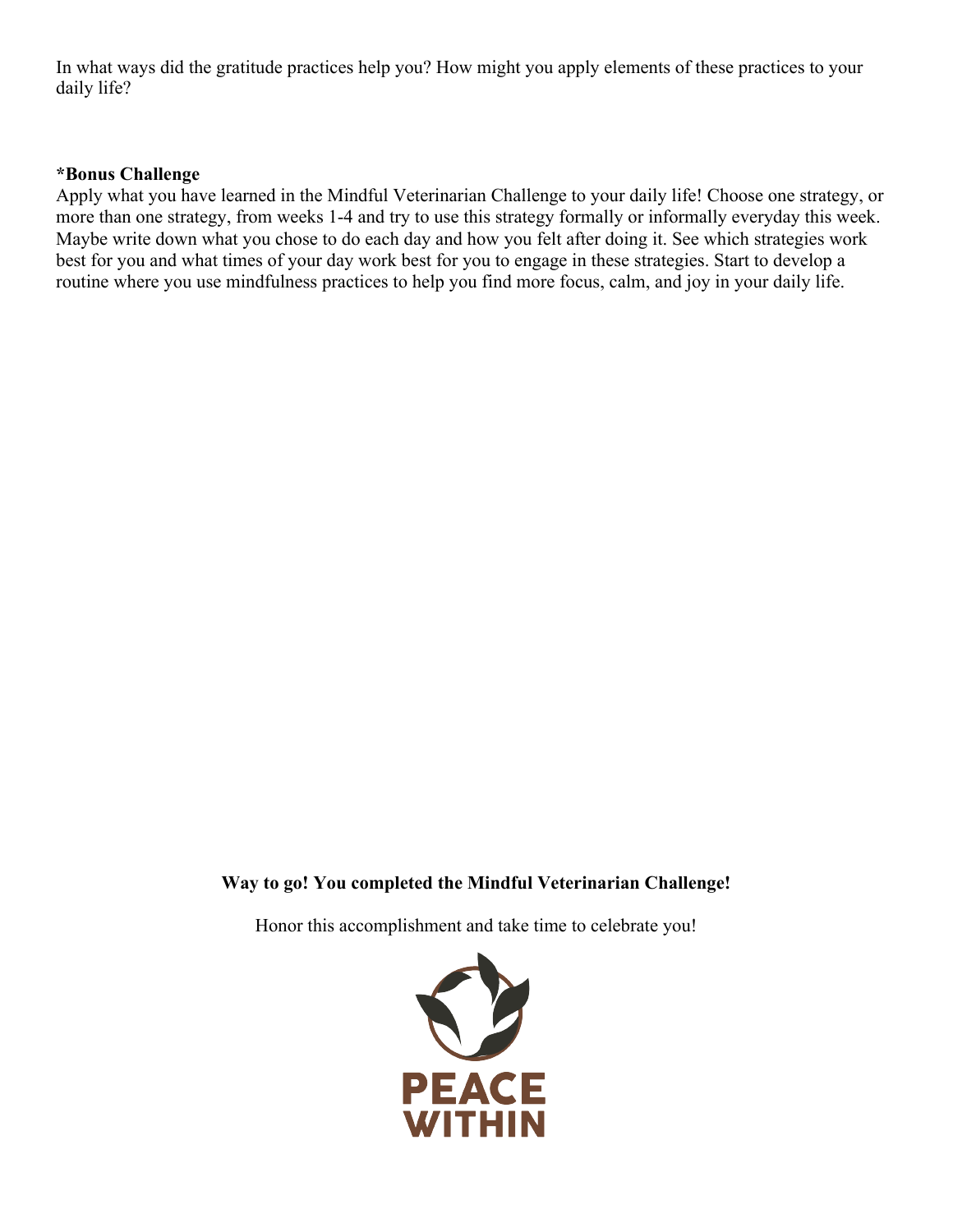In what ways did the gratitude practices help you? How might you apply elements of these practices to your daily life?

**\*Bonus Challenge**

Apply what you have learned in the Mindful Veterinarian Challenge to your daily life! Choose one strategy, or more than one strategy, from weeks 1-4 and try to use this strategy formally or informally everyday this week. Maybe write down what you chose to do each day and how you felt after doing it. See which strategies work best for you and what times of your day work best for you to engage in these strategies. Start to develop a routine where you use mindfulness practices to help you find more focus, calm, and joy in your daily life.

**Way to go! You completed the Mindful Veterinarian Challenge!**

Honor this accomplishment and take time to celebrate you!

PEACE WITHIN